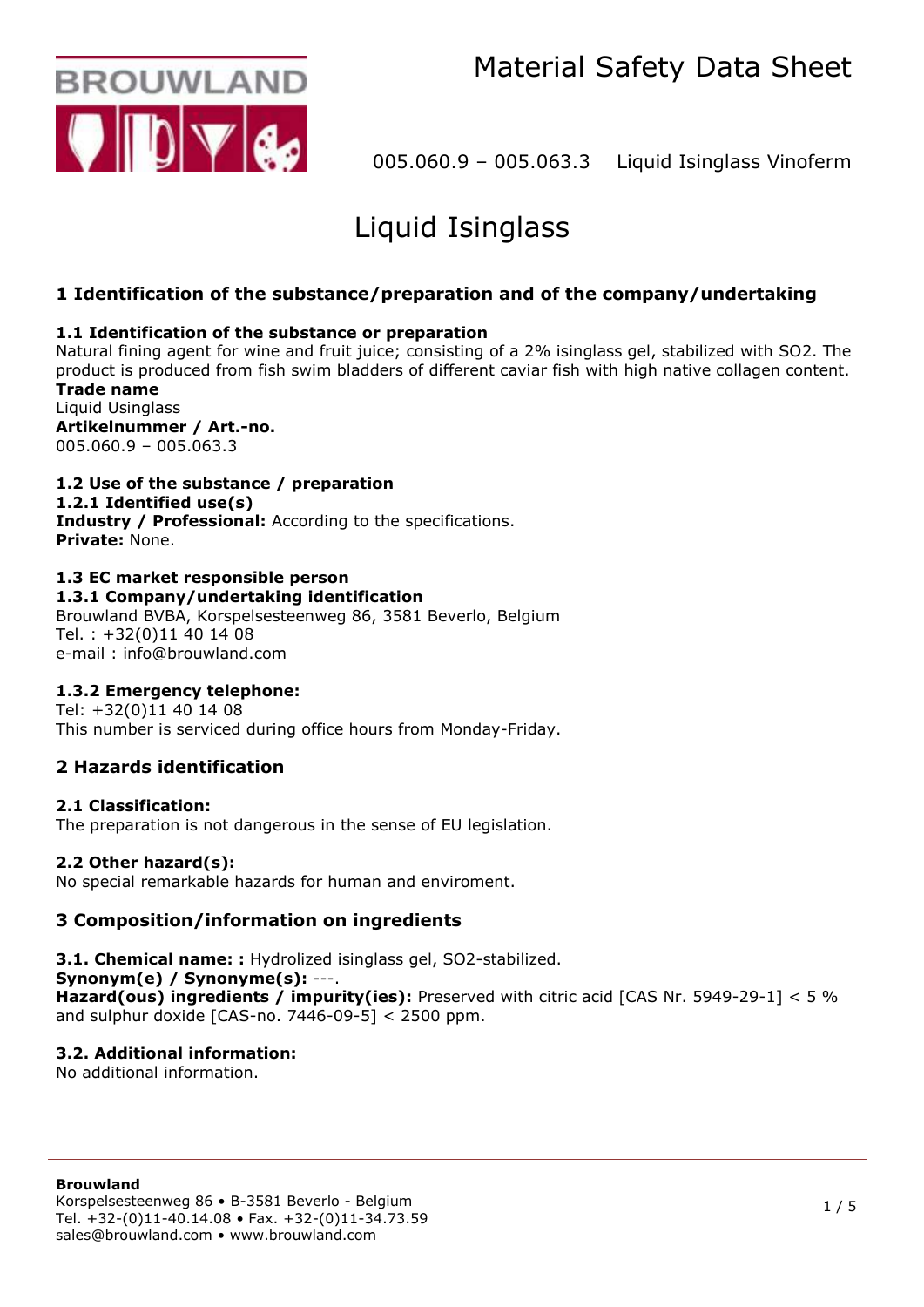# Liquid Isinglass

## 1 Identification of the substance/preparation and of the company/undertaking

### 1.1 Identification of the substance or preparation

Natural fining agent for wine and fruit juice; consisting of a 2% isinglass gel, stabilized with $SO_2$. The product is produced from fish swim bladders of different caviar fish with high native collagen content.

**Trade name**
Liquid Usinglass

**Artikelnummer / Art.-no.**
005.060.9 – 005.063.3

### 1.2 Use of the substance / preparation

**1.2.1 Identified use(s)**

**Industry / Professional:** According to the specifications.

**Private:** None.

### 1.3 EC market responsible person

**1.3.1 Company/undertaking identification**

Brouwland BVBA, Korspelsesteenweg 86, 3581 Beverlo, Belgium
Tel. : +32(0)11 40 14 08
e-mail : info@brouwland.com

**1.3.2 Emergency telephone:**

Tel: +32(0)11 40 14 08
This number is serviced during office hours from Monday-Friday.

## 2 Hazards identification

**2.1 Classification:**

The preparation is not dangerous in the sense of EU legislation.

**2.2 Other hazard(s):**

No special remarkable hazards for human and enviroment.

## 3 Composition/information on ingredients

**3.1. Chemical name: :** Hydrolized isinglass gel, $SO_2$-stabilized.

**Synonym(e) / Synonyme(s):** ---.

**Hazard(ous) ingredients / impurity(ies):** Preserved with citric acid [CAS Nr. 5949-29-1] < 5 % and sulphur doxide [CAS-no. 7446-09-5] < 2500 ppm.

**3.2. Additional information:**

No additional information.

**Brouwland**
Korspelsesteenweg 86 • B-3581 Beverlo - Belgium
Tel. +32-(0)11-40.14.08 • Fax. +32-(0)11-34.73.59
sales@brouwland.com • www.brouwland.com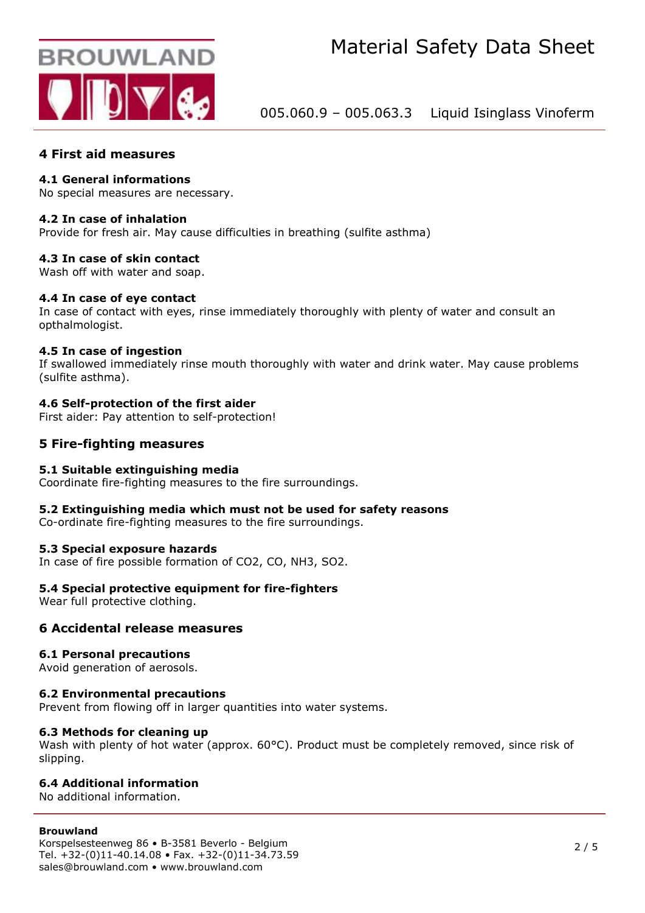## 4 First aid measures

### 4.1 General informations

No special measures are necessary.

### 4.2 In case of inhalation

Provide for fresh air. May cause difficulties in breathing (sulfite asthma)

### 4.3 In case of skin contact

Wash off with water and soap.

### 4.4 In case of eye contact

In case of contact with eyes, rinse immediately thoroughly with plenty of water and consult an opthalmologist.

### 4.5 In case of ingestion

If swallowed immediately rinse mouth thoroughly with water and drink water. May cause problems (sulfite asthma).

### 4.6 Self-protection of the first aider

First aider: Pay attention to self-protection!

## 5 Fire-fighting measures

### 5.1 Suitable extinguishing media

Coordinate fire-fighting measures to the fire surroundings.

### 5.2 Extinguishing media which must not be used for safety reasons

Co-ordinate fire-fighting measures to the fire surroundings.

### 5.3 Special exposure hazards

In case of fire possible formation of $CO_2$, CO, $NH_3$, $SO_2$.

### 5.4 Special protective equipment for fire-fighters

Wear full protective clothing.

## 6 Accidental release measures

### 6.1 Personal precautions

Avoid generation of aerosols.

### 6.2 Environmental precautions

Prevent from flowing off in larger quantities into water systems.

### 6.3 Methods for cleaning up

Wash with plenty of hot water (approx. 60°C). Product must be completely removed, since risk of slipping.

### 6.4 Additional information

No additional information.

**Brouwland**
Korspelsesteenweg 86 • B-3581 Beverlo - Belgium
Tel. +32-(0)11-40.14.08 • Fax. +32-(0)11-34.73.59
sales@brouwland.com • www.brouwland.com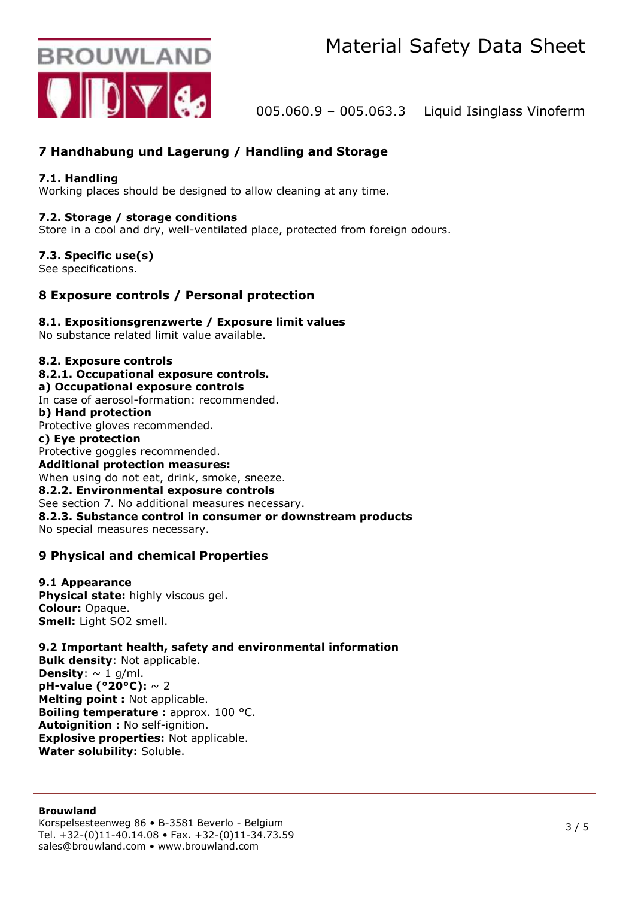## 7 Handhabung und Lagerung / Handling and Storage

**7.1. Handling**
Working places should be designed to allow cleaning at any time.

**7.2. Storage / storage conditions**
Store in a cool and dry, well-ventilated place, protected from foreign odours.

**7.3. Specific use(s)**
See specifications.

## 8 Exposure controls / Personal protection

**8.1. Expositionsgrenzwerte / Exposure limit values**
No substance related limit value available.

**8.2. Exposure controls**
**8.2.1. Occupational exposure controls.**
**a) Occupational exposure controls**
In case of aerosol-formation: recommended.
**b) Hand protection**
Protective gloves recommended.
**c) Eye protection**
Protective goggles recommended.
**Additional protection measures:**
When using do not eat, drink, smoke, sneeze.
**8.2.2. Environmental exposure controls**
See section 7. No additional measures necessary.
**8.2.3. Substance control in consumer or downstream products**
No special measures necessary.

## 9 Physical and chemical Properties

**9.1 Appearance**
**Physical state:** highly viscous gel.
**Colour:** Opaque.
**Smell:** Light $SO_2$ smell.

**9.2 Important health, safety and environmental information**
**Bulk density**: Not applicable.
**Density**: ~ 1 g/ml.
**pH-value (°20°C):** ~ 2
**Melting point :** Not applicable.
**Boiling temperature :** approx. 100 °C.
**Autoignition :** No self-ignition.
**Explosive properties:** Not applicable.
**Water solubility:** Soluble.

**Brouwland**
Korspelsesteenweg 86 • B-3581 Beverlo - Belgium
Tel. +32-(0)11-40.14.08 • Fax. +32-(0)11-34.73.59
sales@brouwland.com • www.brouwland.com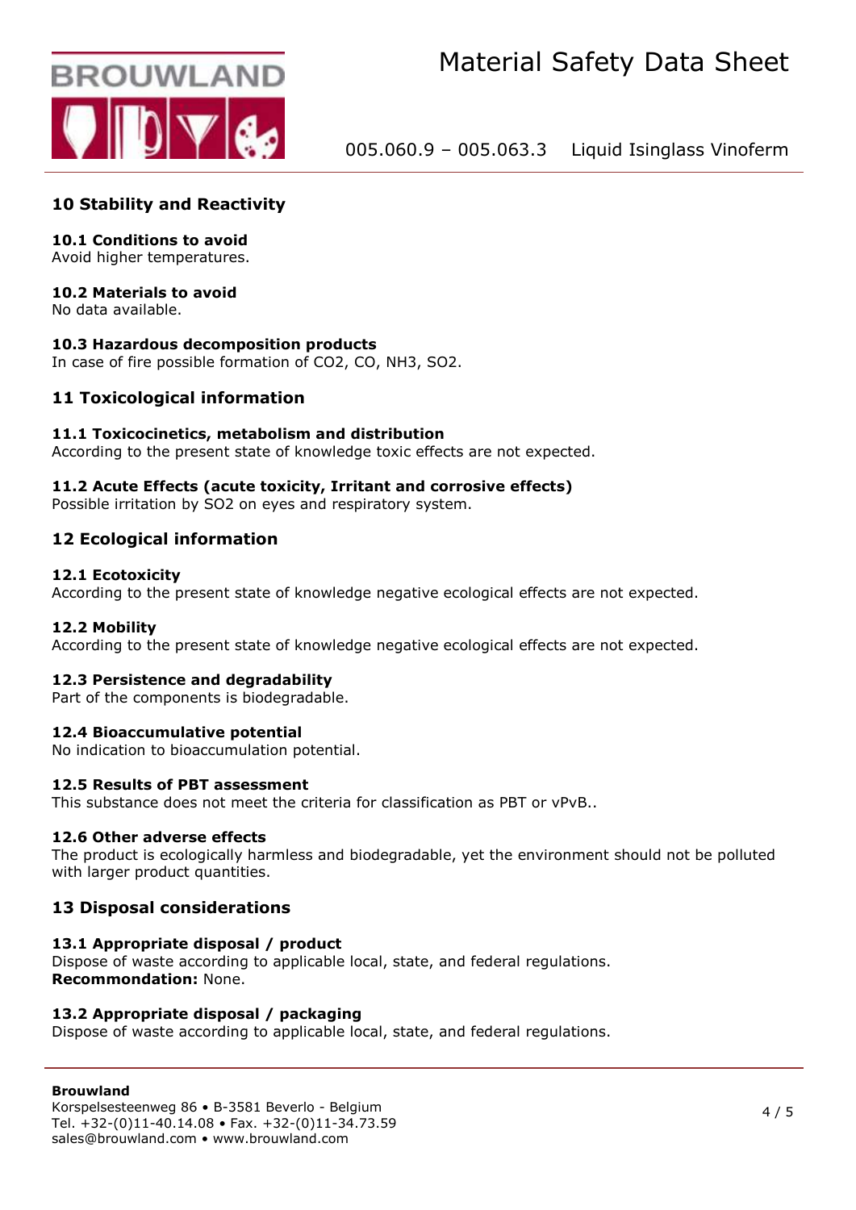## 10 Stability and Reactivity

**10.1 Conditions to avoid**
Avoid higher temperatures.

**10.2 Materials to avoid**
No data available.

**10.3 Hazardous decomposition products**
In case of fire possible formation of $CO_2$, CO, $NH_3$, $SO_2$.

## 11 Toxicological information

**11.1 Toxicocinetics, metabolism and distribution**
According to the present state of knowledge toxic effects are not expected.

**11.2 Acute Effects (acute toxicity, Irritant and corrosive effects)**
Possible irritation by $SO_2$ on eyes and respiratory system.

## 12 Ecological information

**12.1 Ecotoxicity**
According to the present state of knowledge negative ecological effects are not expected.

**12.2 Mobility**
According to the present state of knowledge negative ecological effects are not expected.

**12.3 Persistence and degradability**
Part of the components is biodegradable.

**12.4 Bioaccumulative potential**
No indication to bioaccumulation potential.

**12.5 Results of PBT assessment**
This substance does not meet the criteria for classification as PBT or vPvB..

**12.6 Other adverse effects**
The product is ecologically harmless and biodegradable, yet the environment should not be polluted with larger product quantities.

## 13 Disposal considerations

**13.1 Appropriate disposal / product**
Dispose of waste according to applicable local, state, and federal regulations.
**Recommondation:** None.

**13.2 Appropriate disposal / packaging**
Dispose of waste according to applicable local, state, and federal regulations.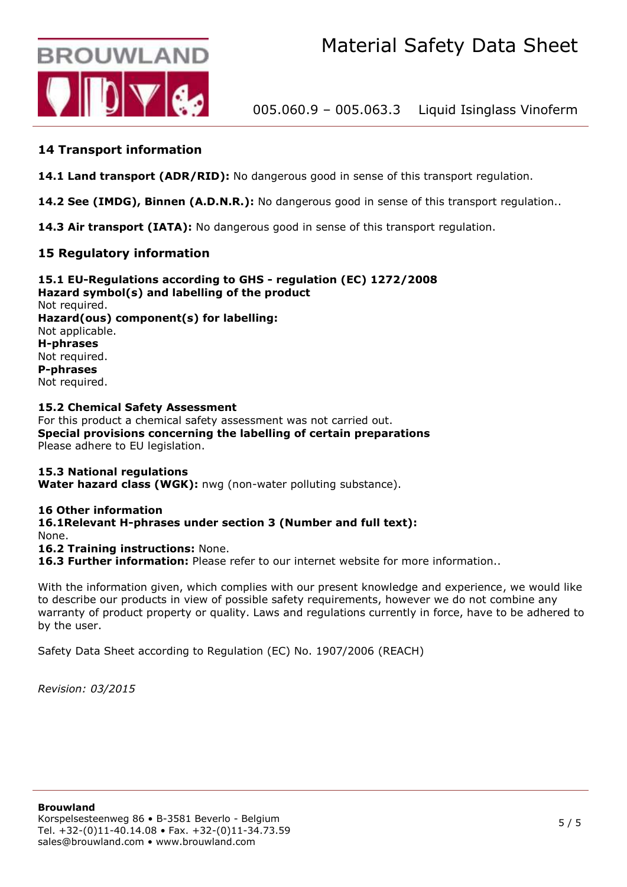## 14 Transport information

**14.1 Land transport (ADR/RID):** No dangerous good in sense of this transport regulation.

**14.2 See (IMDG), Binnen (A.D.N.R.):** No dangerous good in sense of this transport regulation..

**14.3 Air transport (IATA):** No dangerous good in sense of this transport regulation.

## 15 Regulatory information

**15.1 EU-Regulations according to GHS - regulation (EC) 1272/2008**
**Hazard symbol(s) and labelling of the product**
Not required.
**Hazard(ous) component(s) for labelling:**
Not applicable.
**H-phrases**
Not required.
**P-phrases**
Not required.

**15.2 Chemical Safety Assessment**
For this product a chemical safety assessment was not carried out.
**Special provisions concerning the labelling of certain preparations**
Please adhere to EU legislation.

**15.3 National regulations**
**Water hazard class (WGK):** nwg (non-water polluting substance).

**16 Other information**
**16.1Relevant H-phrases under section 3 (Number and full text):**
None.
**16.2 Training instructions:** None.
**16.3 Further information:** Please refer to our internet website for more information..

With the information given, which complies with our present knowledge and experience, we would like to describe our products in view of possible safety requirements, however we do not combine any warranty of product property or quality. Laws and regulations currently in force, have to be adhered to by the user.

Safety Data Sheet according to Regulation (EC) No. 1907/2006 (REACH)

*Revision: 03/2015*